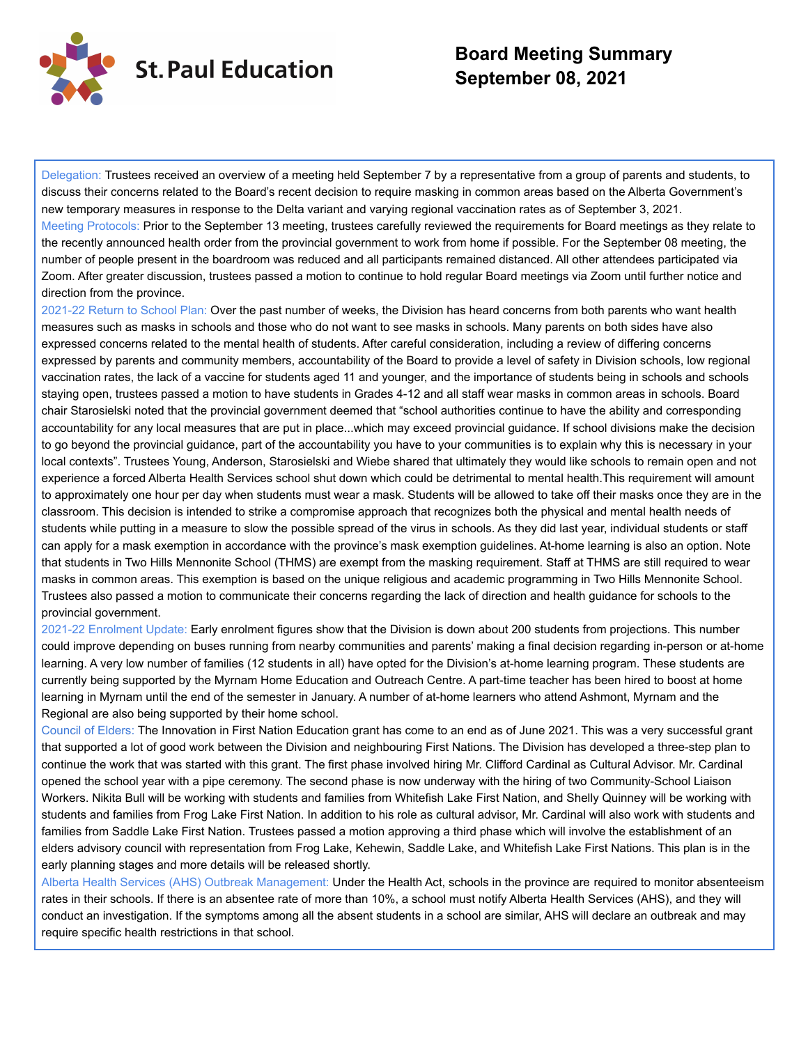St. Paul Education

# Board Meeting Summary
# September 08, 2021

**Delegation:** Trustees received an overview of a meeting held September 7 by a representative from a group of parents and students, to discuss their concerns related to the Board's recent decision to require masking in common areas based on the Alberta Government's new temporary measures in response to the Delta variant and varying regional vaccination rates as of September 3, 2021.

**Meeting Protocols:** Prior to the September 13 meeting, trustees carefully reviewed the requirements for Board meetings as they relate to the recently announced health order from the provincial government to work from home if possible. For the September 08 meeting, the number of people present in the boardroom was reduced and all participants remained distanced. All other attendees participated via Zoom. After greater discussion, trustees passed a motion to continue to hold regular Board meetings via Zoom until further notice and direction from the province.

**2021-22 Return to School Plan:** Over the past number of weeks, the Division has heard concerns from both parents who want health measures such as masks in schools and those who do not want to see masks in schools. Many parents on both sides have also expressed concerns related to the mental health of students. After careful consideration, including a review of differing concerns expressed by parents and community members, accountability of the Board to provide a level of safety in Division schools, low regional vaccination rates, the lack of a vaccine for students aged 11 and younger, and the importance of students being in schools and schools staying open, trustees passed a motion to have students in Grades 4-12 and all staff wear masks in common areas in schools. Board chair Starosielski noted that the provincial government deemed that "school authorities continue to have the ability and corresponding accountability for any local measures that are put in place...which may exceed provincial guidance. If school divisions make the decision to go beyond the provincial guidance, part of the accountability you have to your communities is to explain why this is necessary in your local contexts". Trustees Young, Anderson, Starosielski and Wiebe shared that ultimately they would like schools to remain open and not experience a forced Alberta Health Services school shut down which could be detrimental to mental health.This requirement will amount to approximately one hour per day when students must wear a mask. Students will be allowed to take off their masks once they are in the classroom. This decision is intended to strike a compromise approach that recognizes both the physical and mental health needs of students while putting in a measure to slow the possible spread of the virus in schools. As they did last year, individual students or staff can apply for a mask exemption in accordance with the province's mask exemption guidelines. At-home learning is also an option. Note that students in Two Hills Mennonite School (THMS) are exempt from the masking requirement. Staff at THMS are still required to wear masks in common areas. This exemption is based on the unique religious and academic programming in Two Hills Mennonite School. Trustees also passed a motion to communicate their concerns regarding the lack of direction and health guidance for schools to the provincial government.

**2021-22 Enrolment Update:** Early enrolment figures show that the Division is down about 200 students from projections. This number could improve depending on buses running from nearby communities and parents' making a final decision regarding in-person or at-home learning. A very low number of families (12 students in all) have opted for the Division's at-home learning program. These students are currently being supported by the Myrnam Home Education and Outreach Centre. A part-time teacher has been hired to boost at home learning in Myrnam until the end of the semester in January. A number of at-home learners who attend Ashmont, Myrnam and the Regional are also being supported by their home school.

**Council of Elders:** The Innovation in First Nation Education grant has come to an end as of June 2021. This was a very successful grant that supported a lot of good work between the Division and neighbouring First Nations. The Division has developed a three-step plan to continue the work that was started with this grant. The first phase involved hiring Mr. Clifford Cardinal as Cultural Advisor. Mr. Cardinal opened the school year with a pipe ceremony. The second phase is now underway with the hiring of two Community-School Liaison Workers. Nikita Bull will be working with students and families from Whitefish Lake First Nation, and Shelly Quinney will be working with students and families from Frog Lake First Nation. In addition to his role as cultural advisor, Mr. Cardinal will also work with students and families from Saddle Lake First Nation. Trustees passed a motion approving a third phase which will involve the establishment of an elders advisory council with representation from Frog Lake, Kehewin, Saddle Lake, and Whitefish Lake First Nations. This plan is in the early planning stages and more details will be released shortly.

**Alberta Health Services (AHS) Outbreak Management:** Under the Health Act, schools in the province are required to monitor absenteeism rates in their schools. If there is an absentee rate of more than 10%, a school must notify Alberta Health Services (AHS), and they will conduct an investigation. If the symptoms among all the absent students in a school are similar, AHS will declare an outbreak and may require specific health restrictions in that school.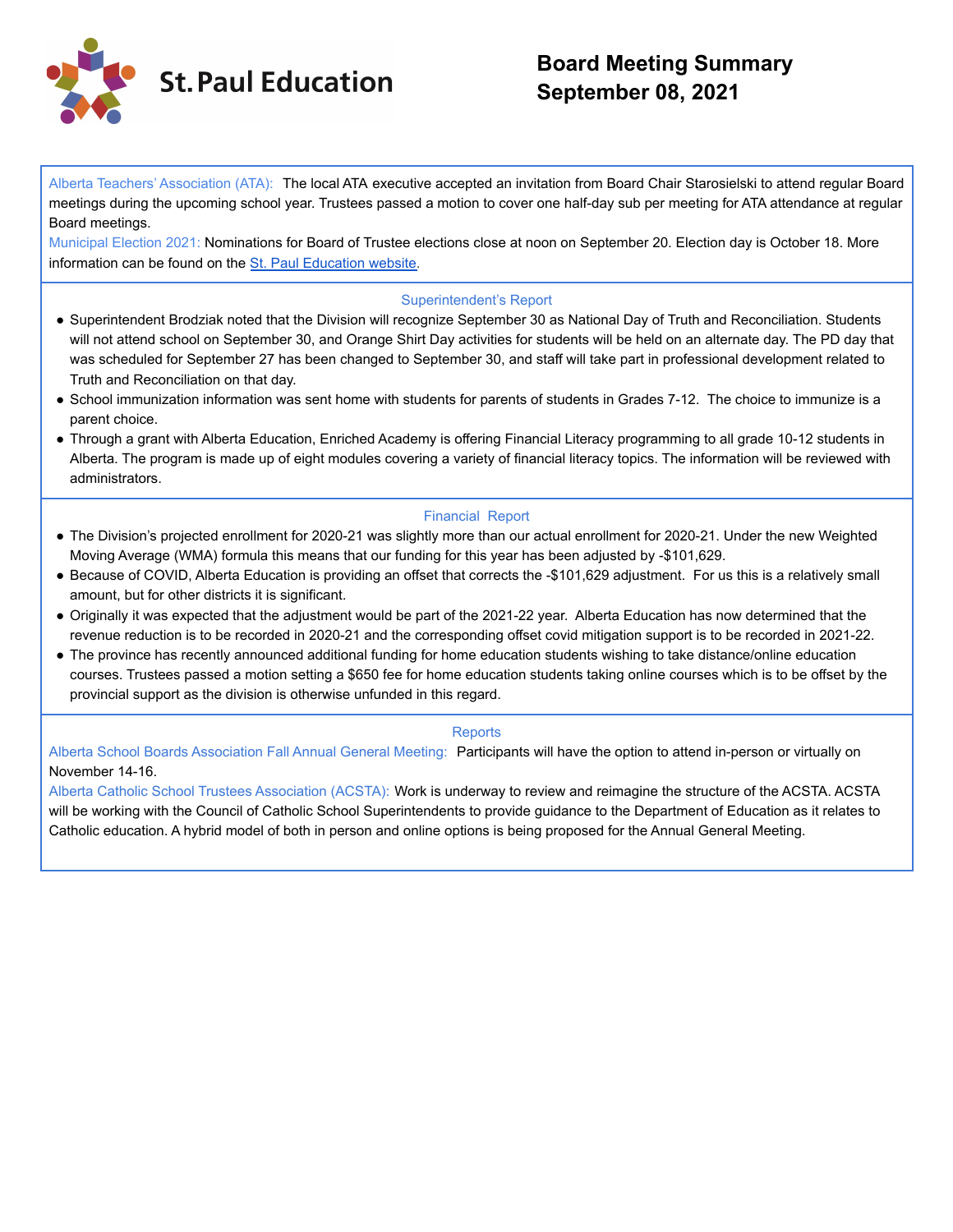St. Paul Education

# Board Meeting Summary
# September 08, 2021

Alberta Teachers' Association (ATA): The local ATA executive accepted an invitation from Board Chair Starosielski to attend regular Board meetings during the upcoming school year. Trustees passed a motion to cover one half-day sub per meeting for ATA attendance at regular Board meetings.

Municipal Election 2021: Nominations for Board of Trustee elections close at noon on September 20. Election day is October 18. More information can be found on the St. Paul Education website.

## Superintendent's Report

- Superintendent Brodziak noted that the Division will recognize September 30 as National Day of Truth and Reconciliation. Students will not attend school on September 30, and Orange Shirt Day activities for students will be held on an alternate day. The PD day that was scheduled for September 27 has been changed to September 30, and staff will take part in professional development related to Truth and Reconciliation on that day.
- School immunization information was sent home with students for parents of students in Grades 7-12. The choice to immunize is a parent choice.
- Through a grant with Alberta Education, Enriched Academy is offering Financial Literacy programming to all grade 10-12 students in Alberta. The program is made up of eight modules covering a variety of financial literacy topics. The information will be reviewed with administrators.

## Financial Report

- The Division's projected enrollment for 2020-21 was slightly more than our actual enrollment for 2020-21. Under the new Weighted Moving Average (WMA) formula this means that our funding for this year has been adjusted by -$101,629.
- Because of COVID, Alberta Education is providing an offset that corrects the -$101,629 adjustment. For us this is a relatively small amount, but for other districts it is significant.
- Originally it was expected that the adjustment would be part of the 2021-22 year. Alberta Education has now determined that the revenue reduction is to be recorded in 2020-21 and the corresponding offset covid mitigation support is to be recorded in 2021-22.
- The province has recently announced additional funding for home education students wishing to take distance/online education courses. Trustees passed a motion setting a $650 fee for home education students taking online courses which is to be offset by the provincial support as the division is otherwise unfunded in this regard.

## Reports

Alberta School Boards Association Fall Annual General Meeting: Participants will have the option to attend in-person or virtually on November 14-16.

Alberta Catholic School Trustees Association (ACSTA): Work is underway to review and reimagine the structure of the ACSTA. ACSTA will be working with the Council of Catholic School Superintendents to provide guidance to the Department of Education as it relates to Catholic education. A hybrid model of both in person and online options is being proposed for the Annual General Meeting.